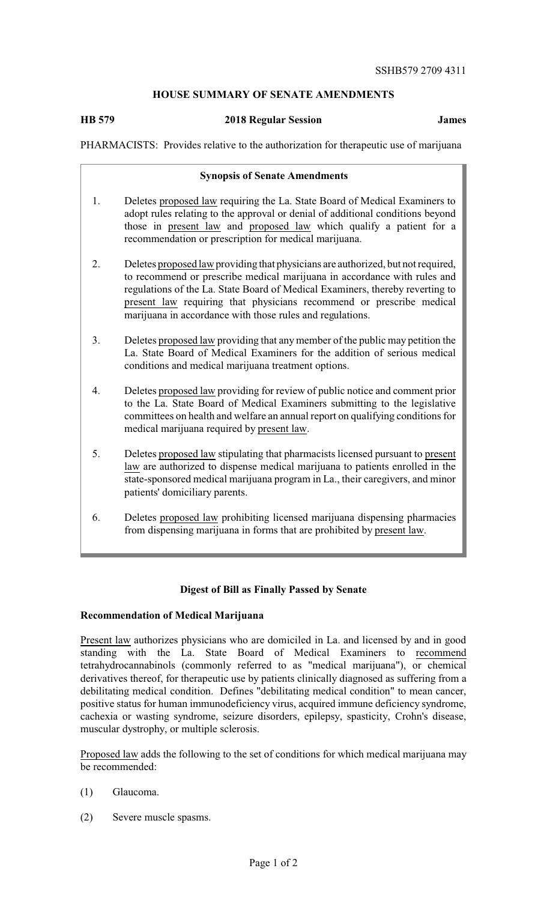SSHB579 2709 4311

# HOUSE SUMMARY OF SENATE AMENDMENTS

**HB 579** — **2018 Regular Session** — **James**

PHARMACISTS: Provides relative to the authorization for therapeutic use of marijuana

## Synopsis of Senate Amendments

1. Deletes proposed law requiring the La. State Board of Medical Examiners to adopt rules relating to the approval or denial of additional conditions beyond those in present law and proposed law which qualify a patient for a recommendation or prescription for medical marijuana.

2. Deletes proposed law providing that physicians are authorized, but not required, to recommend or prescribe medical marijuana in accordance with rules and regulations of the La. State Board of Medical Examiners, thereby reverting to present law requiring that physicians recommend or prescribe medical marijuana in accordance with those rules and regulations.

3. Deletes proposed law providing that any member of the public may petition the La. State Board of Medical Examiners for the addition of serious medical conditions and medical marijuana treatment options.

4. Deletes proposed law providing for review of public notice and comment prior to the La. State Board of Medical Examiners submitting to the legislative committees on health and welfare an annual report on qualifying conditions for medical marijuana required by present law.

5. Deletes proposed law stipulating that pharmacists licensed pursuant to present law are authorized to dispense medical marijuana to patients enrolled in the state-sponsored medical marijuana program in La., their caregivers, and minor patients' domiciliary parents.

6. Deletes proposed law prohibiting licensed marijuana dispensing pharmacies from dispensing marijuana in forms that are prohibited by present law.

## Digest of Bill as Finally Passed by Senate

### Recommendation of Medical Marijuana

Present law authorizes physicians who are domiciled in La. and licensed by and in good standing with the La. State Board of Medical Examiners to recommend tetrahydrocannabinols (commonly referred to as "medical marijuana"), or chemical derivatives thereof, for therapeutic use by patients clinically diagnosed as suffering from a debilitating medical condition. Defines "debilitating medical condition" to mean cancer, positive status for human immunodeficiency virus, acquired immune deficiency syndrome, cachexia or wasting syndrome, seizure disorders, epilepsy, spasticity, Crohn's disease, muscular dystrophy, or multiple sclerosis.

Proposed law adds the following to the set of conditions for which medical marijuana may be recommended:

(1) Glaucoma.

(2) Severe muscle spasms.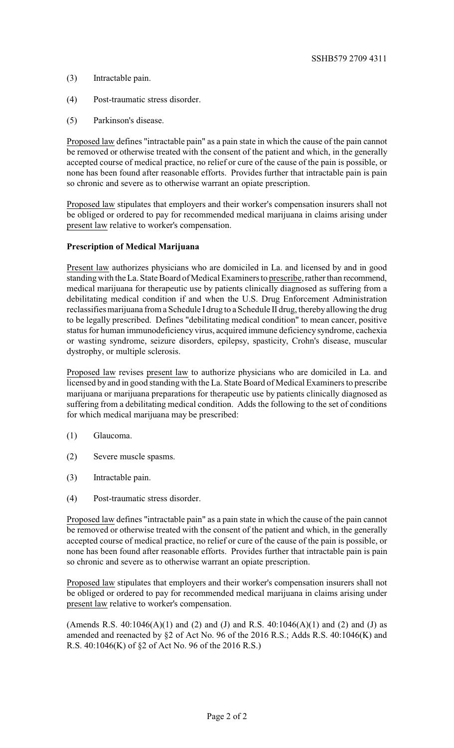(3) Intractable pain.

(4) Post-traumatic stress disorder.

(5) Parkinson's disease.

Proposed law defines "intractable pain" as a pain state in which the cause of the pain cannot be removed or otherwise treated with the consent of the patient and which, in the generally accepted course of medical practice, no relief or cure of the cause of the pain is possible, or none has been found after reasonable efforts. Provides further that intractable pain is pain so chronic and severe as to otherwise warrant an opiate prescription.

Proposed law stipulates that employers and their worker's compensation insurers shall not be obliged or ordered to pay for recommended medical marijuana in claims arising under present law relative to worker's compensation.

**Prescription of Medical Marijuana**

Present law authorizes physicians who are domiciled in La. and licensed by and in good standing with the La. State Board of Medical Examiners to prescribe, rather than recommend, medical marijuana for therapeutic use by patients clinically diagnosed as suffering from a debilitating medical condition if and when the U.S. Drug Enforcement Administration reclassifies marijuana from a Schedule I drug to a Schedule II drug, thereby allowing the drug to be legally prescribed. Defines "debilitating medical condition" to mean cancer, positive status for human immunodeficiency virus, acquired immune deficiency syndrome, cachexia or wasting syndrome, seizure disorders, epilepsy, spasticity, Crohn's disease, muscular dystrophy, or multiple sclerosis.

Proposed law revises present law to authorize physicians who are domiciled in La. and licensed by and in good standing with the La. State Board of Medical Examiners to prescribe marijuana or marijuana preparations for therapeutic use by patients clinically diagnosed as suffering from a debilitating medical condition. Adds the following to the set of conditions for which medical marijuana may be prescribed:

(1) Glaucoma.

(2) Severe muscle spasms.

(3) Intractable pain.

(4) Post-traumatic stress disorder.

Proposed law defines "intractable pain" as a pain state in which the cause of the pain cannot be removed or otherwise treated with the consent of the patient and which, in the generally accepted course of medical practice, no relief or cure of the cause of the pain is possible, or none has been found after reasonable efforts. Provides further that intractable pain is pain so chronic and severe as to otherwise warrant an opiate prescription.

Proposed law stipulates that employers and their worker's compensation insurers shall not be obliged or ordered to pay for recommended medical marijuana in claims arising under present law relative to worker's compensation.

(Amends R.S. 40:1046(A)(1) and (2) and (J) and R.S. 40:1046(A)(1) and (2) and (J) as amended and reenacted by §2 of Act No. 96 of the 2016 R.S.; Adds R.S. 40:1046(K) and R.S. 40:1046(K) of §2 of Act No. 96 of the 2016 R.S.)